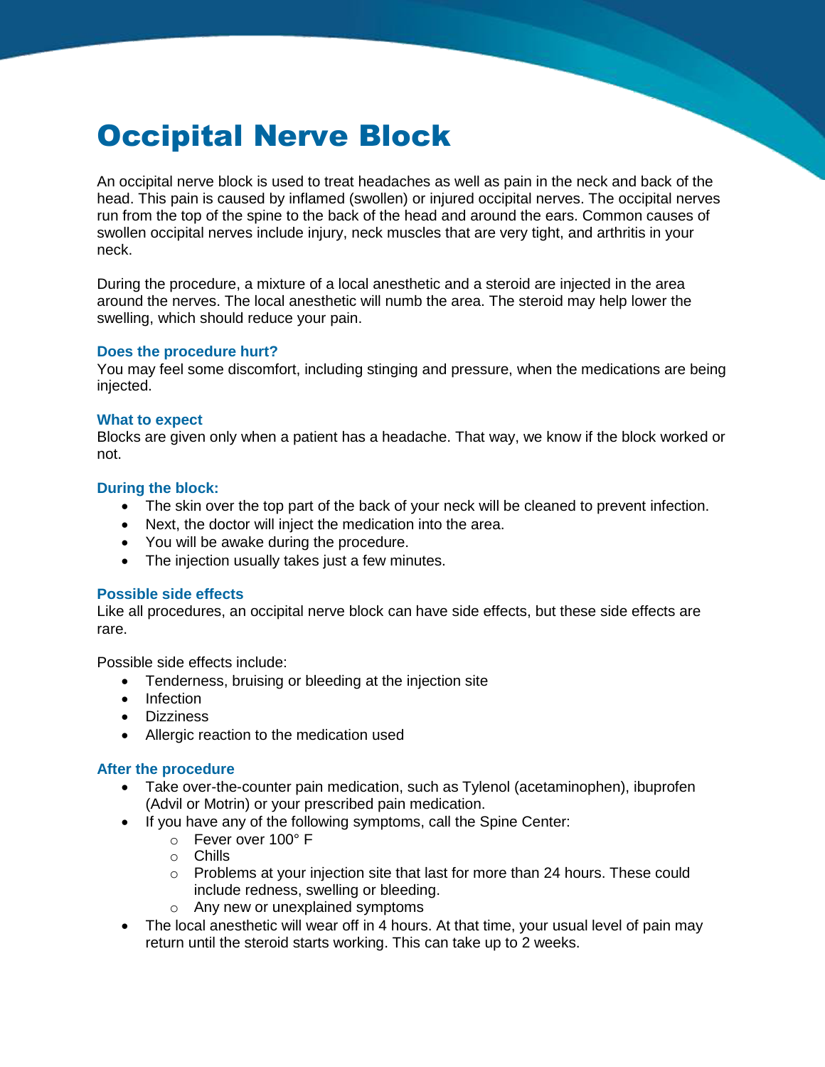# Occipital Nerve Block

An occipital nerve block is used to treat headaches as well as pain in the neck and back of the head. This pain is caused by inflamed (swollen) or injured occipital nerves. The occipital nerves run from the top of the spine to the back of the head and around the ears. Common causes of swollen occipital nerves include injury, neck muscles that are very tight, and arthritis in your neck.

During the procedure, a mixture of a local anesthetic and a steroid are injected in the area around the nerves. The local anesthetic will numb the area. The steroid may help lower the swelling, which should reduce your pain.

### Does the procedure hurt?

You may feel some discomfort, including stinging and pressure, when the medications are being injected.

### What to expect

Blocks are given only when a patient has a headache. That way, we know if the block worked or not.

### During the block:

- The skin over the top part of the back of your neck will be cleaned to prevent infection.
- Next, the doctor will inject the medication into the area.
- You will be awake during the procedure.
- The injection usually takes just a few minutes.

### Possible side effects

Like all procedures, an occipital nerve block can have side effects, but these side effects are rare.

Possible side effects include:

- Tenderness, bruising or bleeding at the injection site
- Infection
- Dizziness
- Allergic reaction to the medication used

### After the procedure

- Take over-the-counter pain medication, such as Tylenol (acetaminophen), ibuprofen (Advil or Motrin) or your prescribed pain medication.
- If you have any of the following symptoms, call the Spine Center:
  - Fever over 100° F
  - Chills
  - Problems at your injection site that last for more than 24 hours. These could include redness, swelling or bleeding.
  - Any new or unexplained symptoms
- The local anesthetic will wear off in 4 hours. At that time, your usual level of pain may return until the steroid starts working. This can take up to 2 weeks.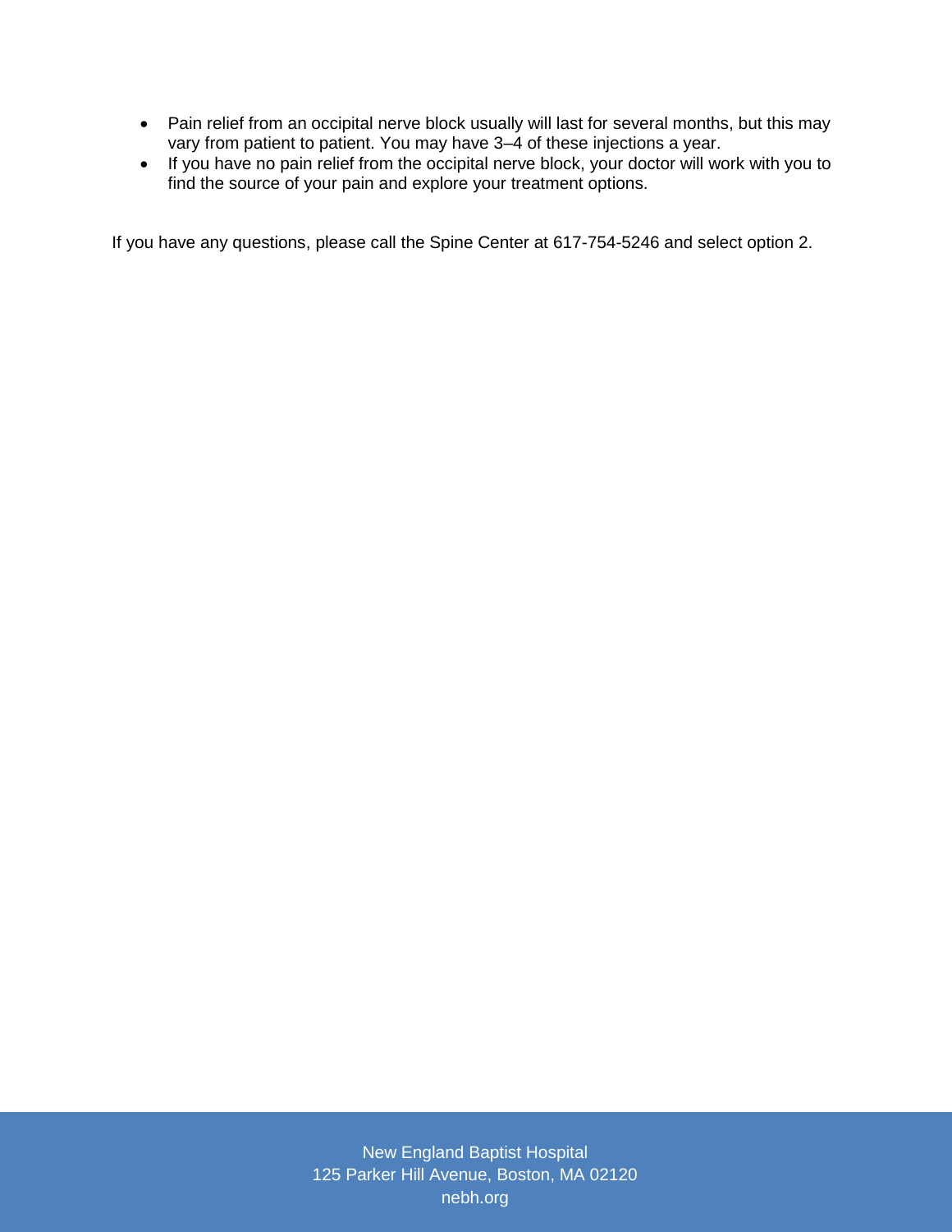- Pain relief from an occipital nerve block usually will last for several months, but this may vary from patient to patient. You may have 3–4 of these injections a year.
- If you have no pain relief from the occipital nerve block, your doctor will work with you to find the source of your pain and explore your treatment options.

If you have any questions, please call the Spine Center at 617-754-5246 and select option 2.

New England Baptist Hospital
125 Parker Hill Avenue, Boston, MA 02120
nebh.org